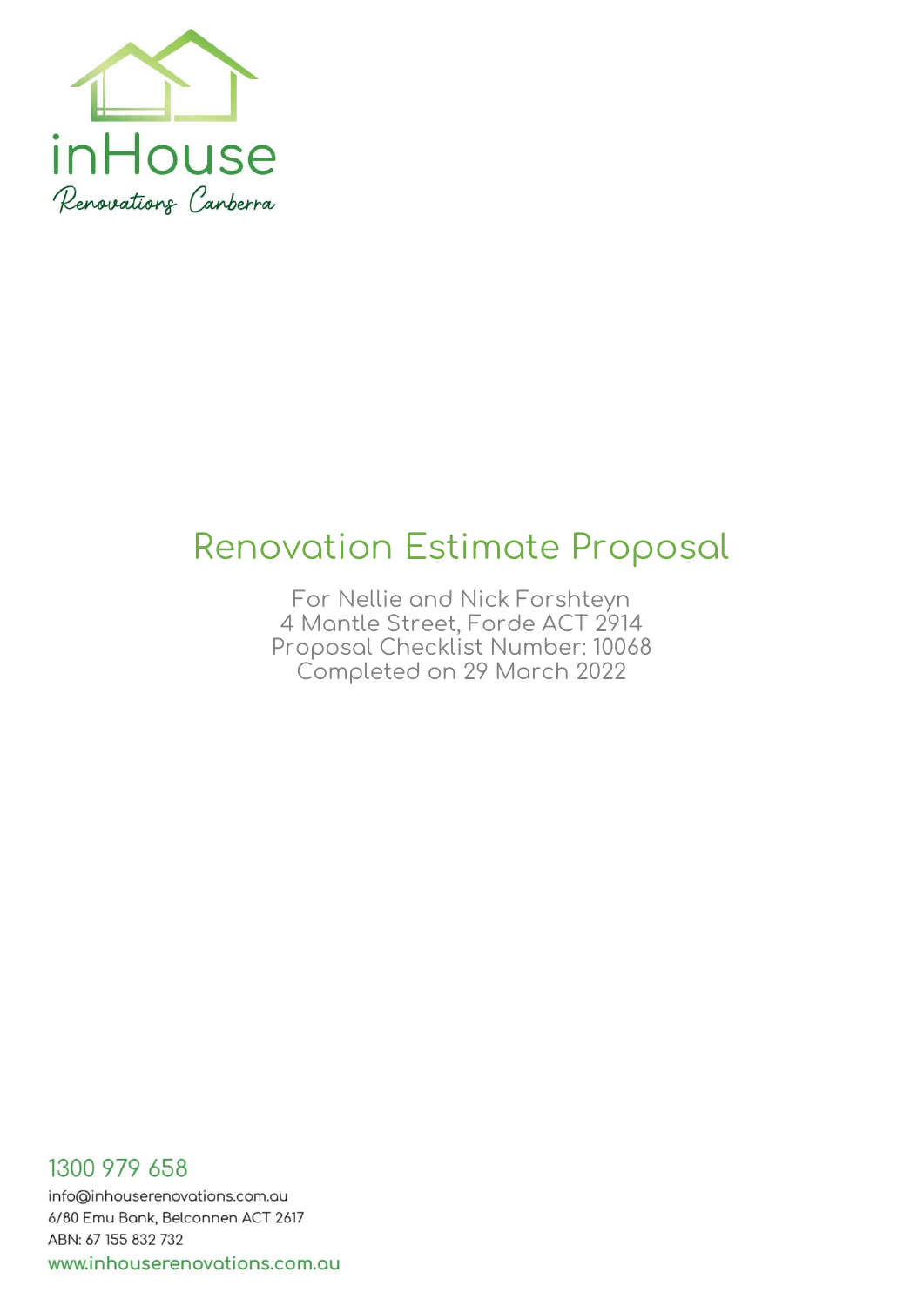inHouse

*Renovations Canberra*

# Renovation Estimate Proposal

For Nellie and Nick Forshteyn
4 Mantle Street, Forde ACT 2914
Proposal Checklist Number: 10068
Completed on 29 March 2022

1300 979 658
info@inhouserenovations.com.au
6/80 Emu Bank, Belconnen ACT 2617
ABN: 67 155 832 732
www.inhouserenovations.com.au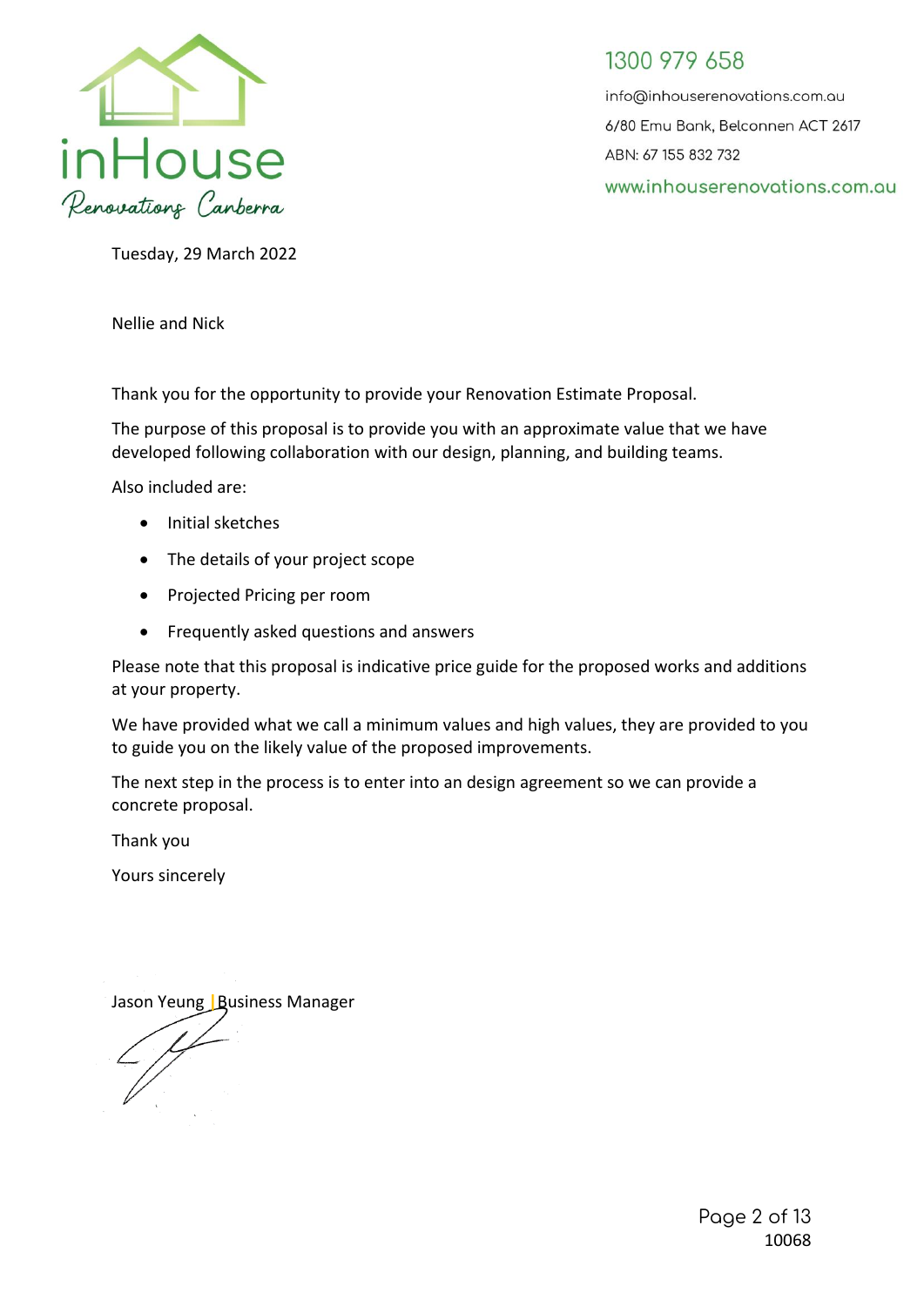1300 979 658

info@inhouserenovations.com.au

6/80 Emu Bank, Belconnen ACT 2617

ABN: 67 155 832 732

www.inhouserenovations.com.au

Tuesday, 29 March 2022

Nellie and Nick

Thank you for the opportunity to provide your Renovation Estimate Proposal.

The purpose of this proposal is to provide you with an approximate value that we have developed following collaboration with our design, planning, and building teams.

Also included are:

- Initial sketches
- The details of your project scope
- Projected Pricing per room
- Frequently asked questions and answers

Please note that this proposal is indicative price guide for the proposed works and additions at your property.

We have provided what we call a minimum values and high values, they are provided to you to guide you on the likely value of the proposed improvements.

The next step in the process is to enter into an design agreement so we can provide a concrete proposal.

Thank you

Yours sincerely

Jason Yeung | Business Manager

10068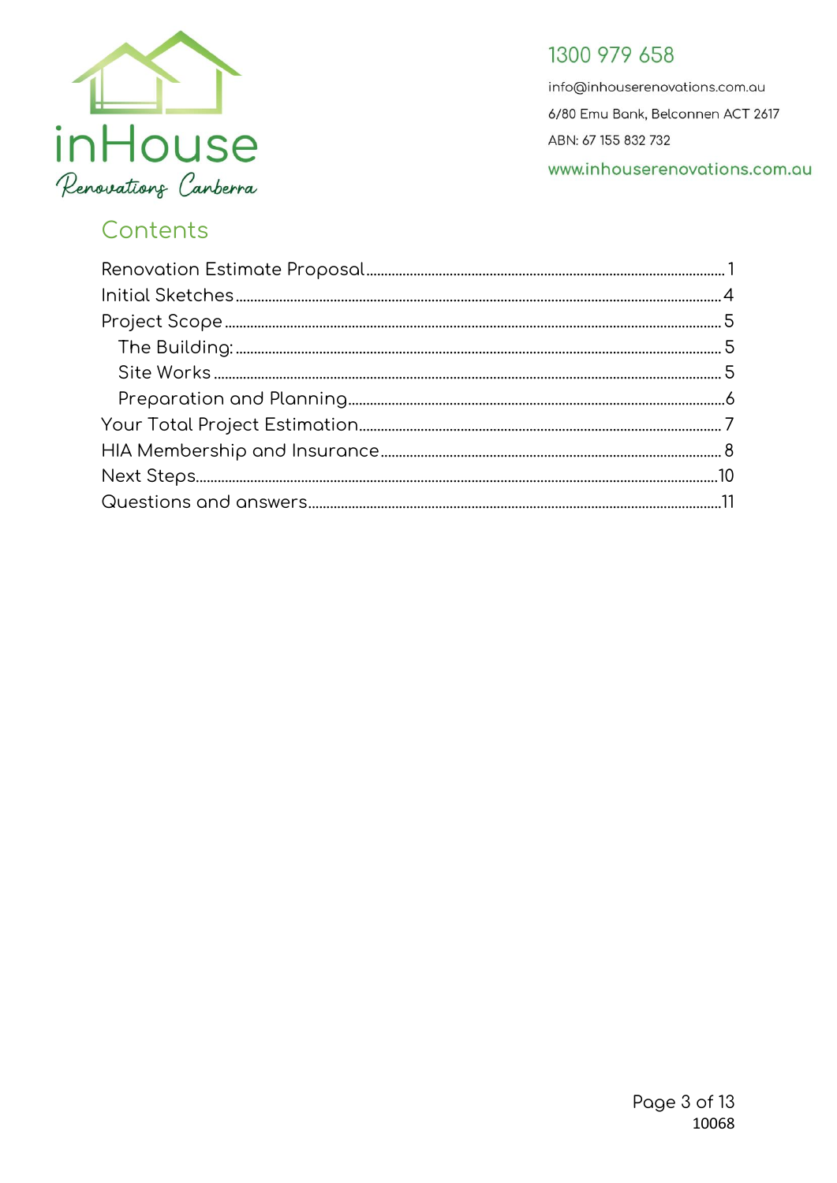1300 979 658

info@inhouserenovations.com.au

6/80 Emu Bank, Belconnen ACT 2617

ABN: 67 155 832 732

www.inhouserenovations.com.au

## Contents

Renovation Estimate Proposal ........ 1
Initial Sketches ........ 4
Project Scope ........ 5
  The Building: ........ 5
  Site Works ........ 5
  Preparation and Planning ........ 6
Your Total Project Estimation ........ 7
HIA Membership and Insurance ........ 8
Next Steps ........ 10
Questions and answers ........ 11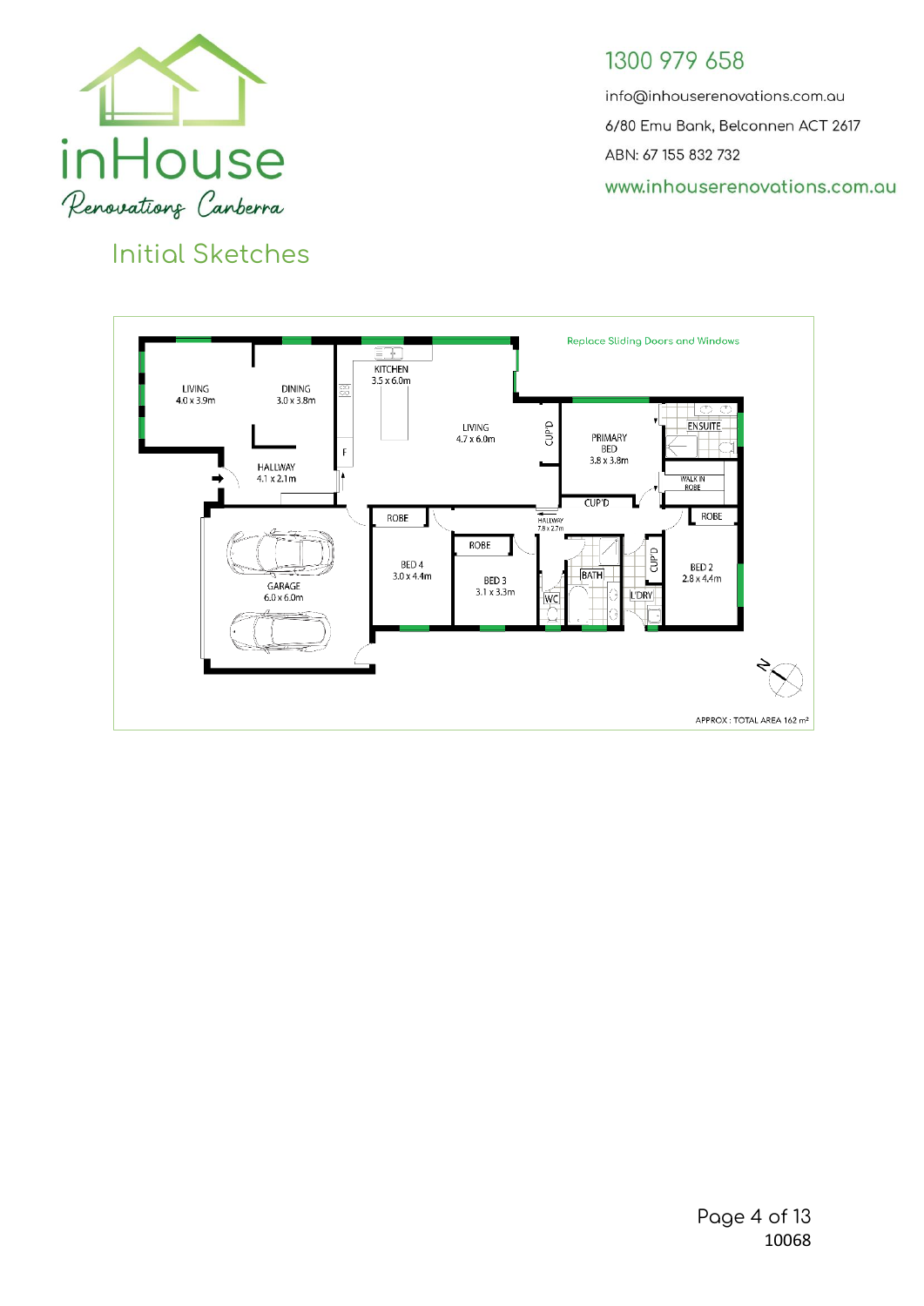inHouse Renovations Canberra

1300 979 658

info@inhouserenovations.com.au

6/80 Emu Bank, Belconnen ACT 2617

ABN: 67 155 832 732

www.inhouserenovations.com.au

## Initial Sketches

Replace Sliding Doors and Windows

LIVING 4.0 x 3.9m

DINING 3.0 x 3.8m

KITCHEN 3.5 x 6.0m

LIVING 4.7 x 6.0m

HALLWAY 4.1 x 2.1m

F

CUP'D

PRIMARY BED 3.8 x 3.8m

ENSUITE

WALK IN ROBE

CUP'D

ROBE

GARAGE 6.0 x 6.0m

ROBE

BED 4 3.0 x 4.4m

ROBE

BED 3 3.1 x 3.3m

HALLWAY 7.8 x 2.7m

WC

BATH

CUP'D

L'DRY

BED 2 2.8 x 4.4m

N

APPROX : TOTAL AREA 162 m²

10068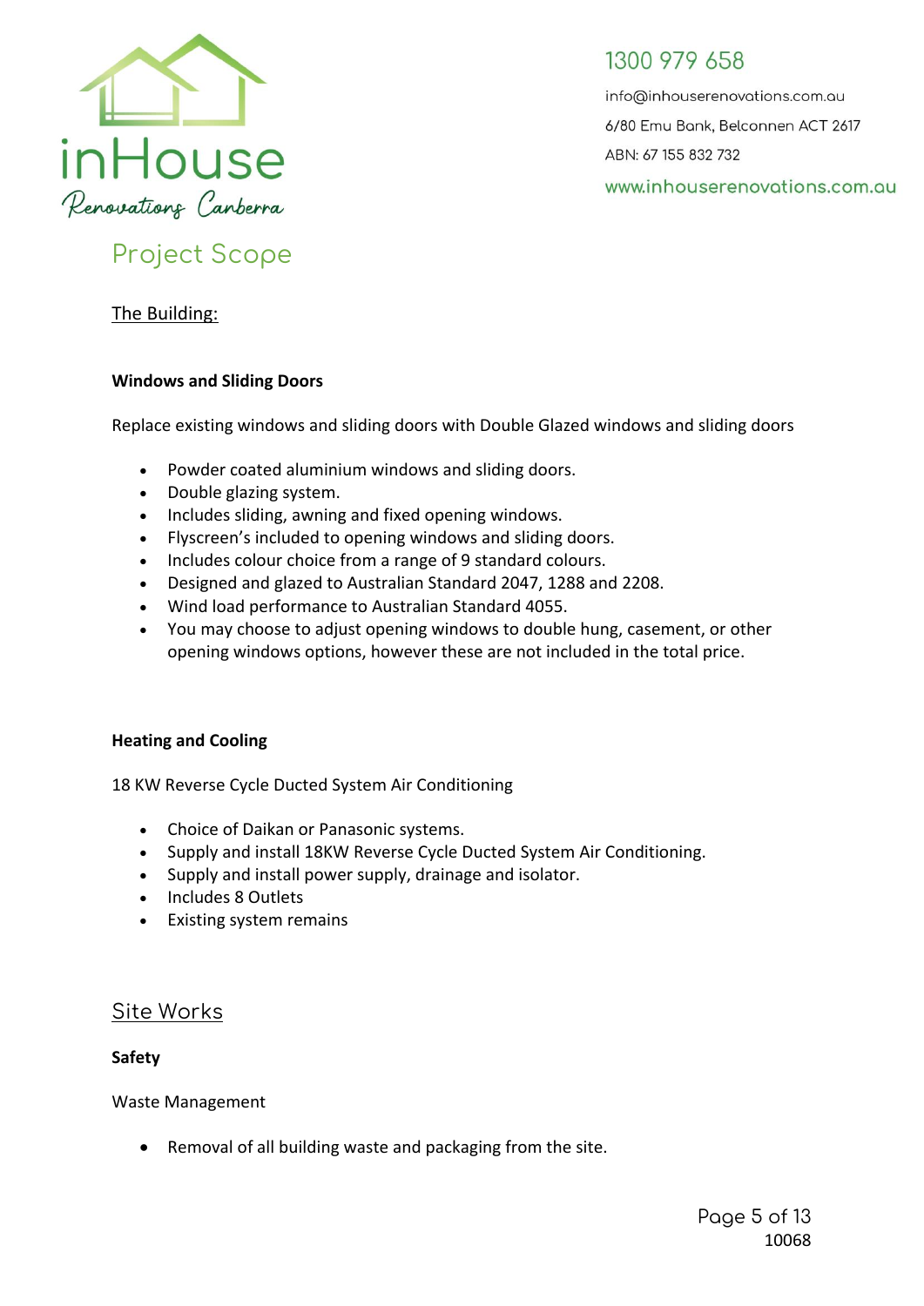# Project Scope

## The Building:

### Windows and Sliding Doors

Replace existing windows and sliding doors with Double Glazed windows and sliding doors

- Powder coated aluminium windows and sliding doors.
- Double glazing system.
- Includes sliding, awning and fixed opening windows.
- Flyscreen's included to opening windows and sliding doors.
- Includes colour choice from a range of 9 standard colours.
- Designed and glazed to Australian Standard 2047, 1288 and 2208.
- Wind load performance to Australian Standard 4055.
- You may choose to adjust opening windows to double hung, casement, or other opening windows options, however these are not included in the total price.

### Heating and Cooling

18 KW Reverse Cycle Ducted System Air Conditioning

- Choice of Daikan or Panasonic systems.
- Supply and install 18KW Reverse Cycle Ducted System Air Conditioning.
- Supply and install power supply, drainage and isolator.
- Includes 8 Outlets
- Existing system remains

## Site Works

### Safety

Waste Management

- Removal of all building waste and packaging from the site.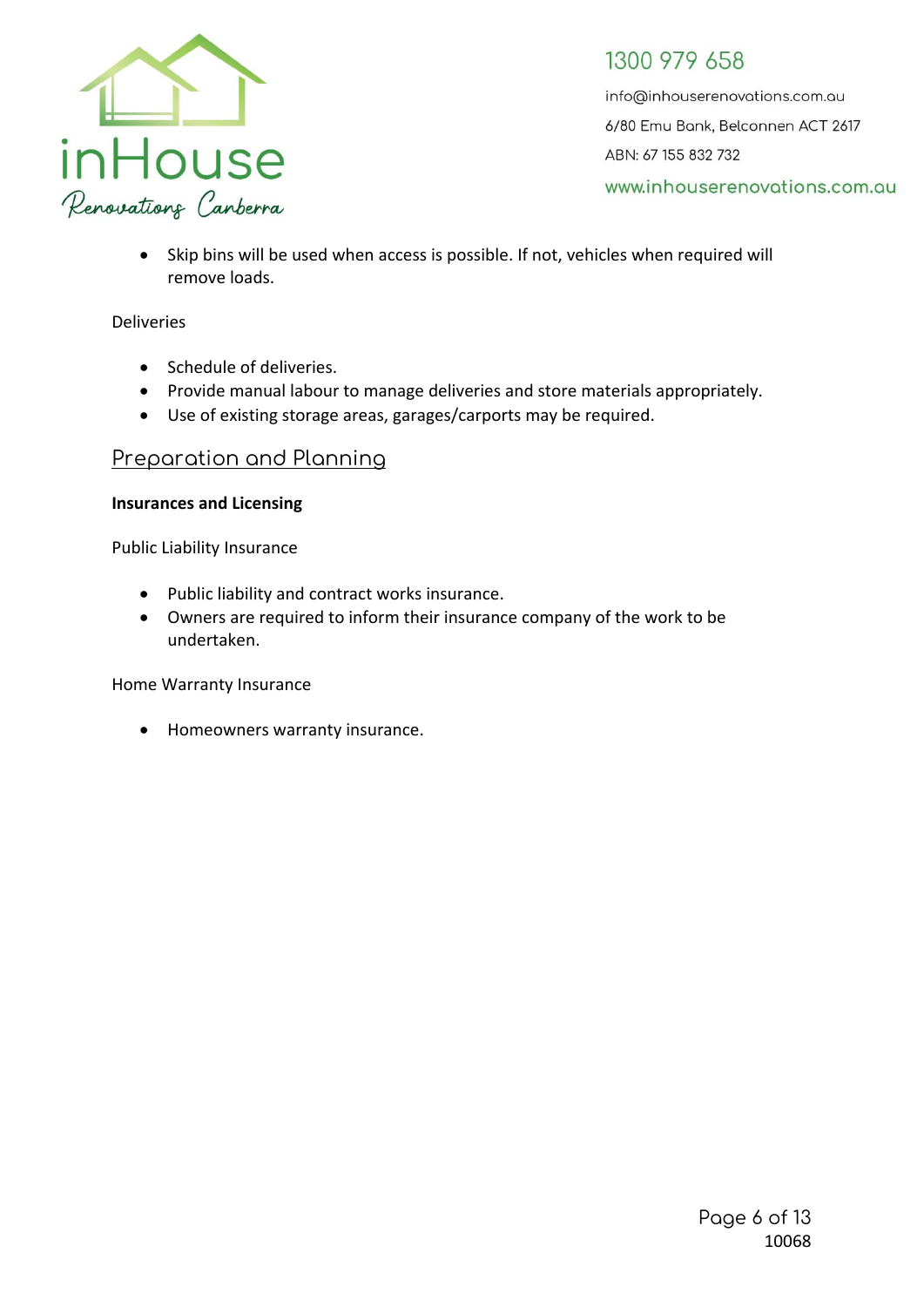- Skip bins will be used when access is possible. If not, vehicles when required will remove loads.

Deliveries

- Schedule of deliveries.
- Provide manual labour to manage deliveries and store materials appropriately.
- Use of existing storage areas, garages/carports may be required.

## Preparation and Planning

**Insurances and Licensing**

Public Liability Insurance

- Public liability and contract works insurance.
- Owners are required to inform their insurance company of the work to be undertaken.

Home Warranty Insurance

- Homeowners warranty insurance.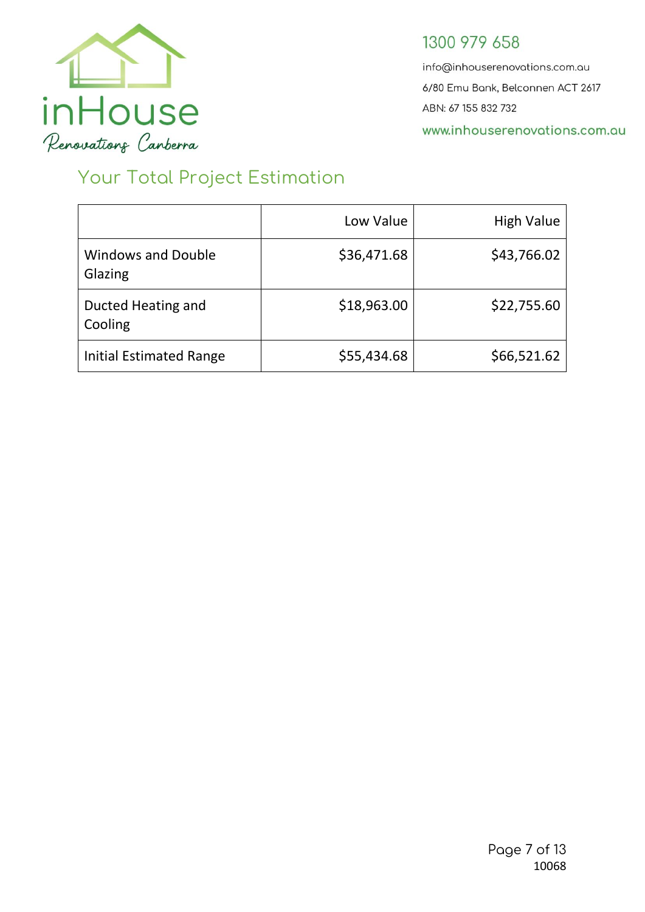1300 979 658

info@inhouserenovations.com.au

6/80 Emu Bank, Belconnen ACT 2617

ABN: 67 155 832 732

www.inhouserenovations.com.au

## Your Total Project Estimation

| | Low Value | High Value |
|---|---|---|
| Windows and Double Glazing | $36,471.68 | $43,766.02 |
| Ducted Heating and Cooling | $18,963.00 | $22,755.60 |
| Initial Estimated Range | $55,434.68 | $66,521.62 |

10068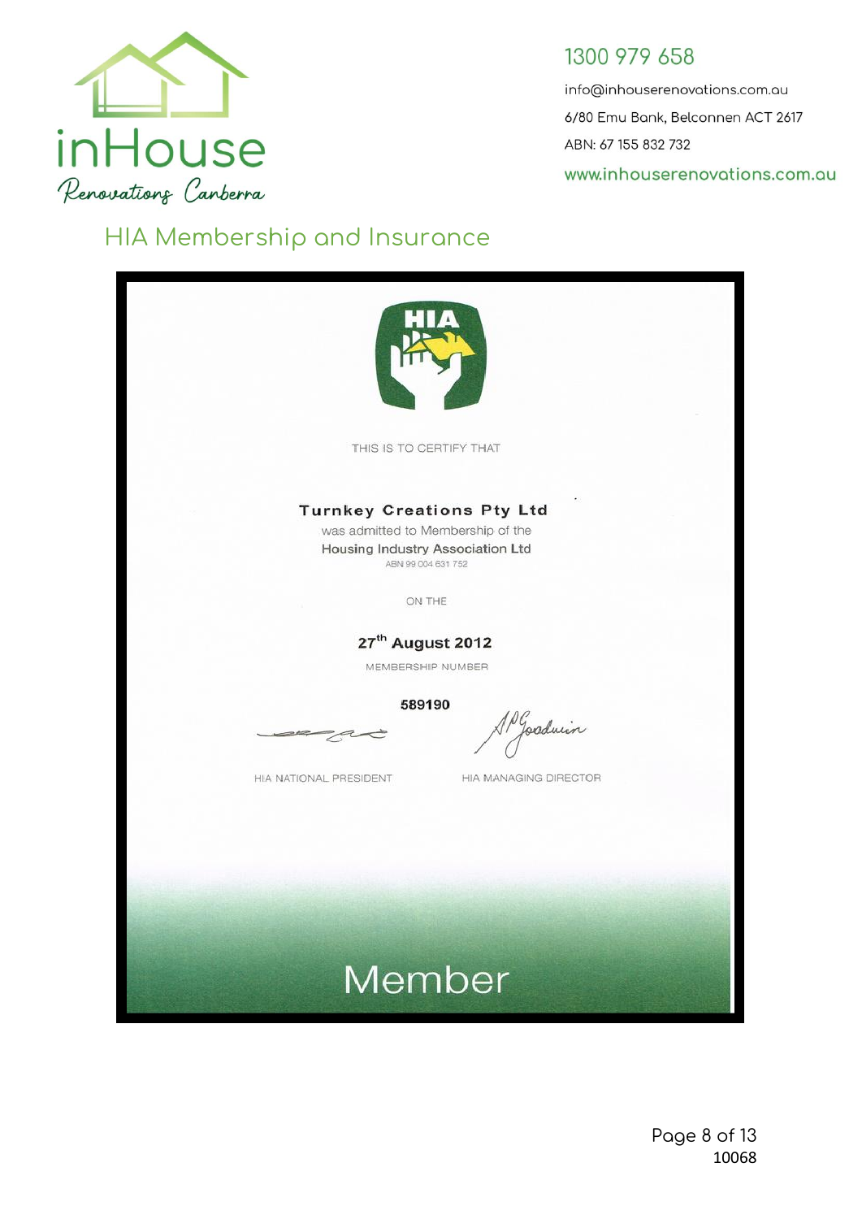inHouse

Renovations Canberra

1300 979 658

info@inhouserenovations.com.au

6/80 Emu Bank, Belconnen ACT 2617

ABN: 67 155 832 732

www.inhouserenovations.com.au

## HIA Membership and Insurance

HIA

THIS IS TO CERTIFY THAT

**Turnkey Creations Pty Ltd**

was admitted to Membership of the

Housing Industry Association Ltd

ABN 99 004 631 752

ON THE

**27th August 2012**

MEMBERSHIP NUMBER

**589190**

HIA NATIONAL PRESIDENT

HIA MANAGING DIRECTOR

Member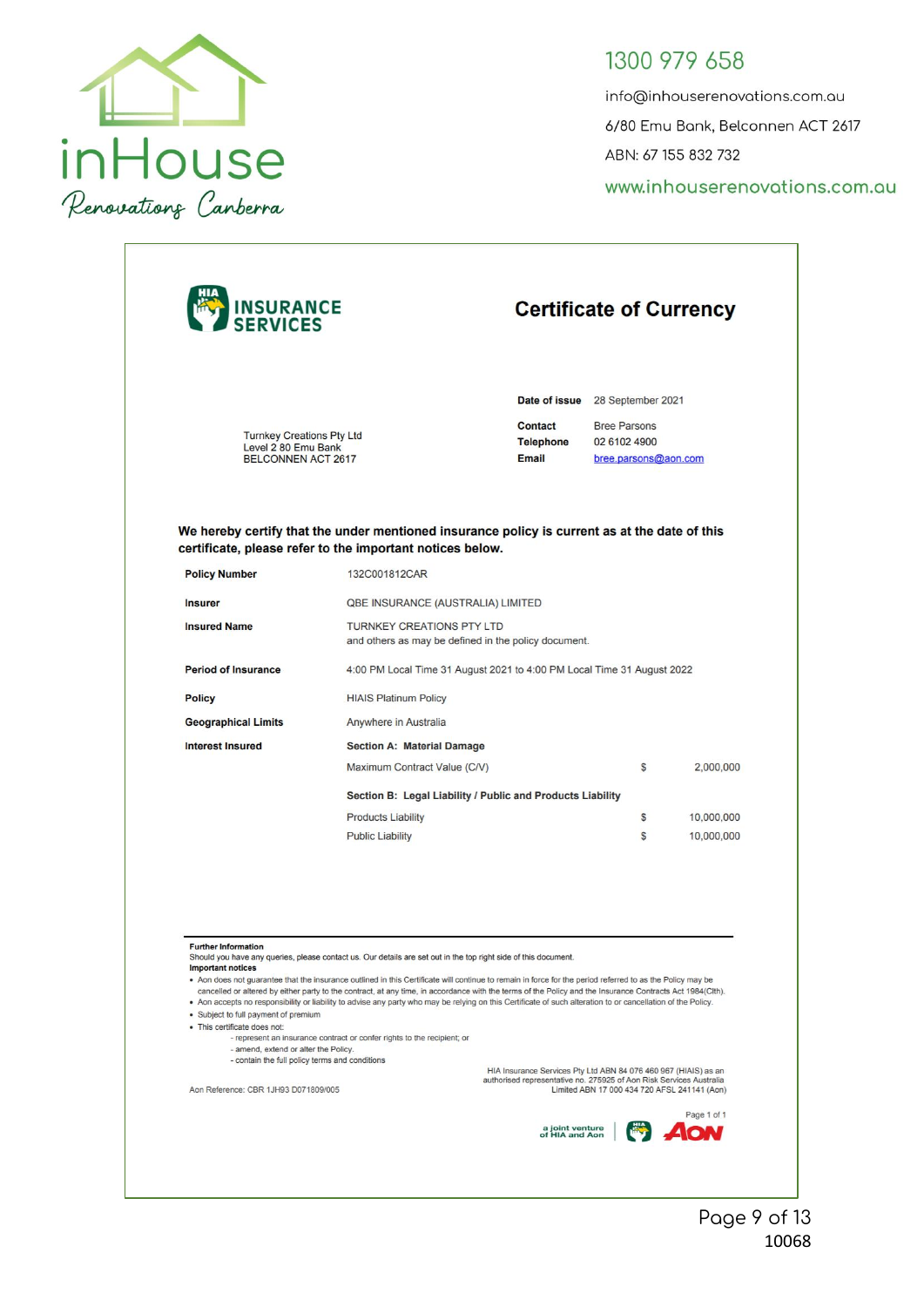inHouse Renovations Canberra

1300 979 658

info@inhouserenovations.com.au

6/80 Emu Bank, Belconnen ACT 2617

ABN: 67 155 832 732

www.inhouserenovations.com.au

HIA INSURANCE SERVICES

# Certificate of Currency

Turnkey Creations Pty Ltd
Level 2 80 Emu Bank
BELCONNEN ACT 2617

| | |
|---|---|
| **Date of issue** | 28 September 2021 |
| **Contact** | Bree Parsons |
| **Telephone** | 02 6102 4900 |
| **Email** | bree.parsons@aon.com |

**We hereby certify that the under mentioned insurance policy is current as at the date of this certificate, please refer to the important notices below.**

| | | | |
|---|---|---|---|
| **Policy Number** | 132C001812CAR | | |
| **Insurer** | QBE INSURANCE (AUSTRALIA) LIMITED | | |
| **Insured Name** | TURNKEY CREATIONS PTY LTD<br>and others as may be defined in the policy document. | | |
| **Period of Insurance** | 4:00 PM Local Time 31 August 2021 to 4:00 PM Local Time 31 August 2022 | | |
| **Policy** | HIAIS Platinum Policy | | |
| **Geographical Limits** | Anywhere in Australia | | |
| **Interest Insured** | **Section A: Material Damage** | | |
| | Maximum Contract Value (C/V) | $ | 2,000,000 |
| | **Section B: Legal Liability / Public and Products Liability** | | |
| | Products Liability | $ | 10,000,000 |
| | Public Liability | $ | 10,000,000 |

**Further Information**

Should you have any queries, please contact us. Our details are set out in the top right side of this document.

**Important notices**

- Aon does not guarantee that the insurance outlined in this Certificate will continue to remain in force for the period referred to as the Policy may be cancelled or altered by either party to the contract, at any time, in accordance with the terms of the Policy and the Insurance Contracts Act 1984(Cth).
- Aon accepts no responsibility or liability to advise any party who may be relying on this Certificate of such alteration to or cancellation of the Policy.
- Subject to full payment of premium
- This certificate does not:
  - represent an insurance contract or confer rights to the recipient; or
  - amend, extend or alter the Policy.
  - contain the full policy terms and conditions

Aon Reference: CBR 1JH93 D071809/005

HIA Insurance Services Pty Ltd ABN 84 076 460 967 (HIAIS) as an authorised representative no. 275925 of Aon Risk Services Australia Limited ABN 17 000 434 720 AFSL 241141 (Aon)

Page 1 of 1

a joint venture of HIA and Aon

10068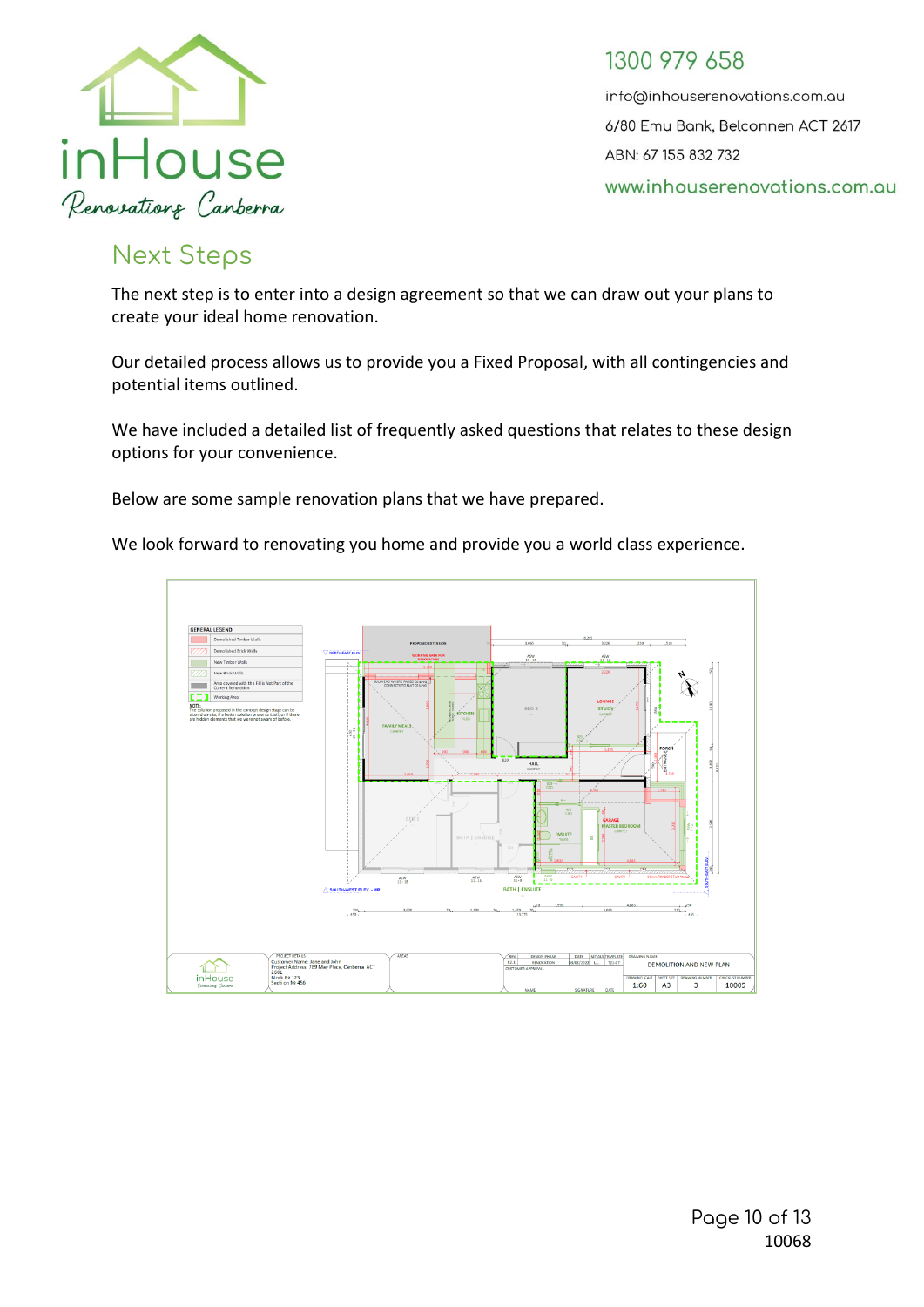## Next Steps

The next step is to enter into a design agreement so that we can draw out your plans to create your ideal home renovation.

Our detailed process allows us to provide you a Fixed Proposal, with all contingencies and potential items outlined.

We have included a detailed list of frequently asked questions that relates to these design options for your convenience.

Below are some sample renovation plans that we have prepared.

We look forward to renovating you home and provide you a world class experience.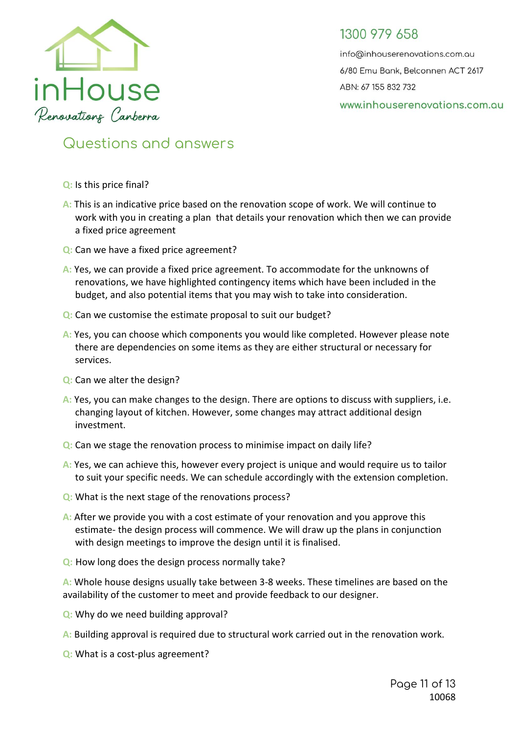inHouse
Renovations Canberra

1300 979 658

info@inhouserenovations.com.au

6/80 Emu Bank, Belconnen ACT 2617

ABN: 67 155 832 732

www.inhouserenovations.com.au

## Questions and answers

**Q:** Is this price final?

**A:** This is an indicative price based on the renovation scope of work. We will continue to work with you in creating a plan that details your renovation which then we can provide a fixed price agreement

**Q:** Can we have a fixed price agreement?

**A:** Yes, we can provide a fixed price agreement. To accommodate for the unknowns of renovations, we have highlighted contingency items which have been included in the budget, and also potential items that you may wish to take into consideration.

**Q:** Can we customise the estimate proposal to suit our budget?

**A:** Yes, you can choose which components you would like completed. However please note there are dependencies on some items as they are either structural or necessary for services.

**Q:** Can we alter the design?

**A:** Yes, you can make changes to the design. There are options to discuss with suppliers, i.e. changing layout of kitchen. However, some changes may attract additional design investment.

**Q:** Can we stage the renovation process to minimise impact on daily life?

**A:** Yes, we can achieve this, however every project is unique and would require us to tailor to suit your specific needs. We can schedule accordingly with the extension completion.

**Q:** What is the next stage of the renovations process?

**A:** After we provide you with a cost estimate of your renovation and you approve this estimate- the design process will commence. We will draw up the plans in conjunction with design meetings to improve the design until it is finalised.

**Q:** How long does the design process normally take?

**A:** Whole house designs usually take between 3-8 weeks. These timelines are based on the availability of the customer to meet and provide feedback to our designer.

**Q:** Why do we need building approval?

**A:** Building approval is required due to structural work carried out in the renovation work.

**Q:** What is a cost-plus agreement?

10068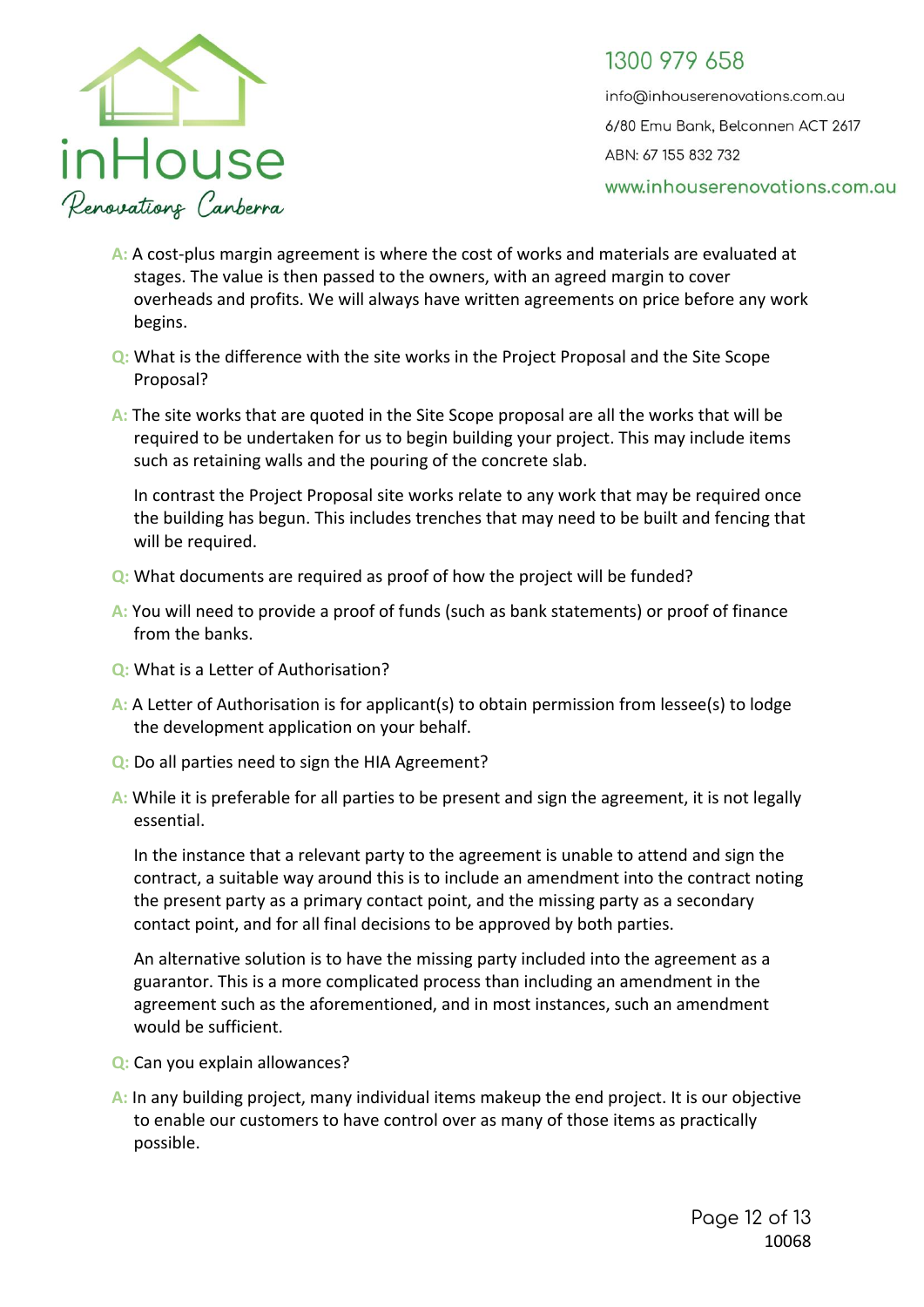**A:** A cost-plus margin agreement is where the cost of works and materials are evaluated at stages. The value is then passed to the owners, with an agreed margin to cover overheads and profits. We will always have written agreements on price before any work begins.

**Q:** What is the difference with the site works in the Project Proposal and the Site Scope Proposal?

**A:** The site works that are quoted in the Site Scope proposal are all the works that will be required to be undertaken for us to begin building your project. This may include items such as retaining walls and the pouring of the concrete slab.

In contrast the Project Proposal site works relate to any work that may be required once the building has begun. This includes trenches that may need to be built and fencing that will be required.

**Q:** What documents are required as proof of how the project will be funded?

**A:** You will need to provide a proof of funds (such as bank statements) or proof of finance from the banks.

**Q:** What is a Letter of Authorisation?

**A:** A Letter of Authorisation is for applicant(s) to obtain permission from lessee(s) to lodge the development application on your behalf.

**Q:** Do all parties need to sign the HIA Agreement?

**A:** While it is preferable for all parties to be present and sign the agreement, it is not legally essential.

In the instance that a relevant party to the agreement is unable to attend and sign the contract, a suitable way around this is to include an amendment into the contract noting the present party as a primary contact point, and the missing party as a secondary contact point, and for all final decisions to be approved by both parties.

An alternative solution is to have the missing party included into the agreement as a guarantor. This is a more complicated process than including an amendment in the agreement such as the aforementioned, and in most instances, such an amendment would be sufficient.

**Q:** Can you explain allowances?

**A:** In any building project, many individual items makeup the end project. It is our objective to enable our customers to have control over as many of those items as practically possible.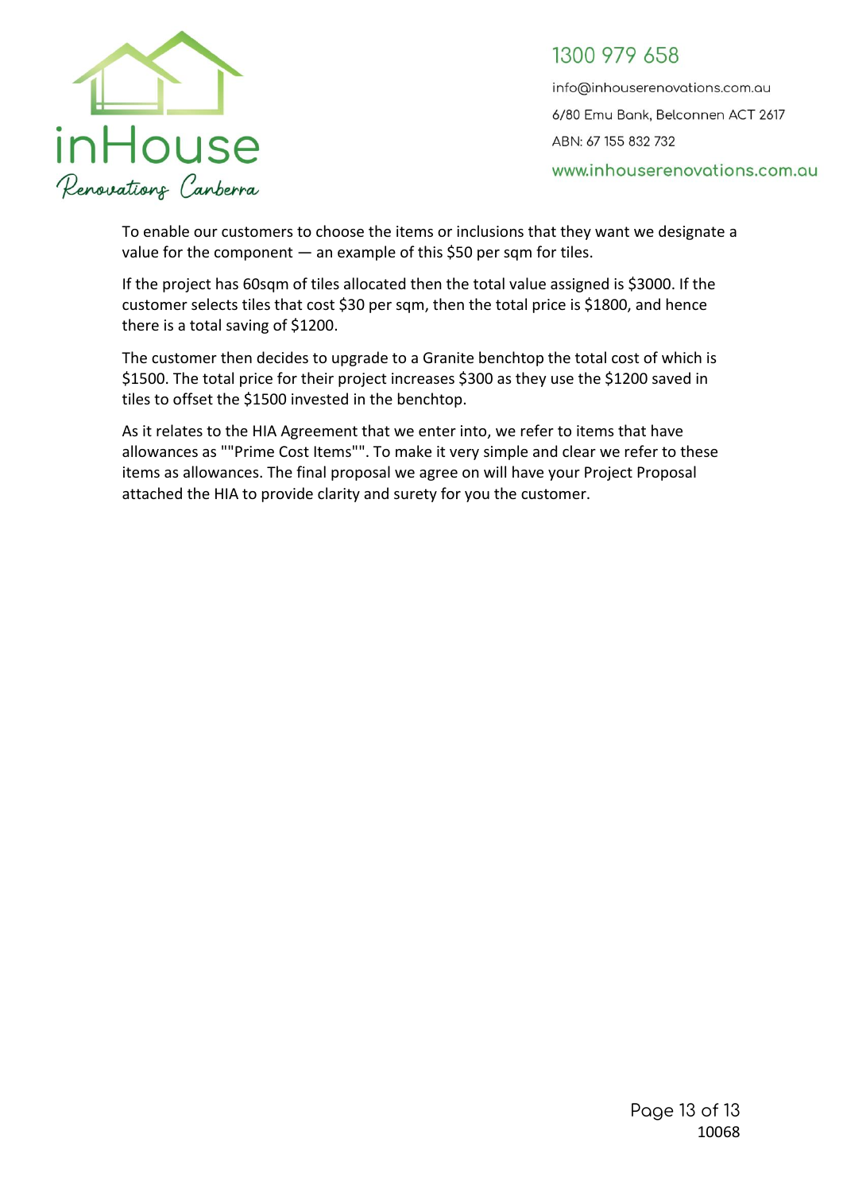To enable our customers to choose the items or inclusions that they want we designate a value for the component — an example of this $50 per sqm for tiles.

If the project has 60sqm of tiles allocated then the total value assigned is $3000. If the customer selects tiles that cost $30 per sqm, then the total price is $1800, and hence there is a total saving of $1200.

The customer then decides to upgrade to a Granite benchtop the total cost of which is $1500. The total price for their project increases $300 as they use the $1200 saved in tiles to offset the $1500 invested in the benchtop.

As it relates to the HIA Agreement that we enter into, we refer to items that have allowances as ""Prime Cost Items"". To make it very simple and clear we refer to these items as allowances. The final proposal we agree on will have your Project Proposal attached the HIA to provide clarity and surety for you the customer.